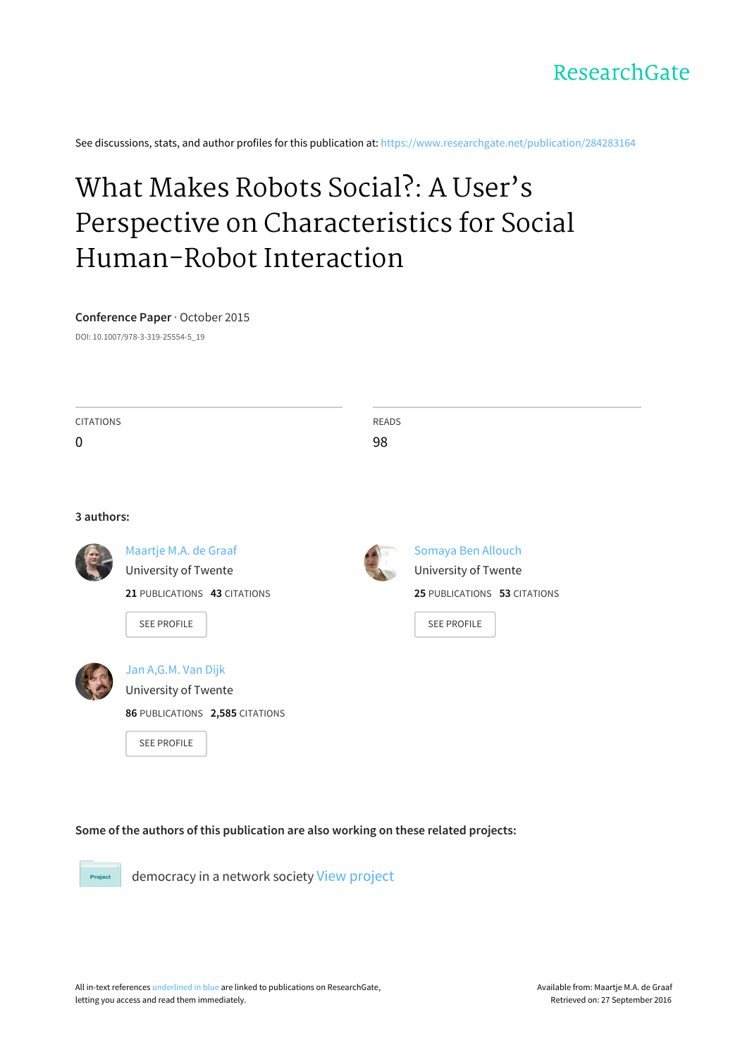ResearchGate

See discussions, stats, and author profiles for this publication at: https://www.researchgate.net/publication/284283164

# What Makes Robots Social?: A User's Perspective on Characteristics for Social Human-Robot Interaction

**Conference Paper** · October 2015

DOI: 10.1007/978-3-319-25554-5_19

CITATIONS
0

READS
98

**3 authors:**

Maartje M.A. de Graaf
University of Twente
**21** PUBLICATIONS **43** CITATIONS
SEE PROFILE

Somaya Ben Allouch
University of Twente
**25** PUBLICATIONS **53** CITATIONS
SEE PROFILE

Jan A,G.M. Van Dijk
University of Twente
**86** PUBLICATIONS **2,585** CITATIONS
SEE PROFILE

**Some of the authors of this publication are also working on these related projects:**

Project: democracy in a network society View project

All in-text references underlined in blue are linked to publications on ResearchGate, letting you access and read them immediately.

Available from: Maartje M.A. de Graaf
Retrieved on: 27 September 2016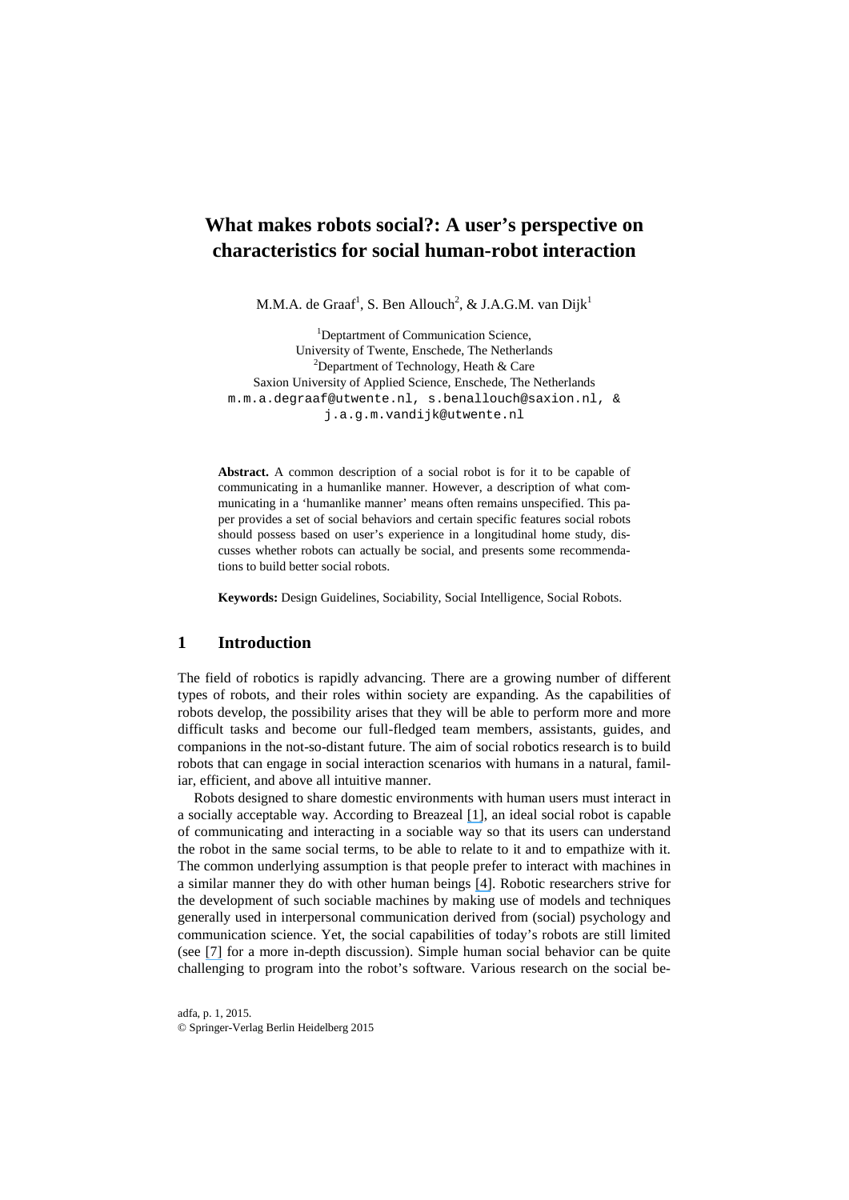# What makes robots social?: A user's perspective on characteristics for social human-robot interaction

M.M.A. de Graaf[1], S. Ben Allouch[2], & J.A.G.M. van Dijk[1]

[1]Deptartment of Communication Science,
University of Twente, Enschede, The Netherlands
[2]Department of Technology, Heath & Care
Saxion University of Applied Science, Enschede, The Netherlands
m.m.a.degraaf@utwente.nl, s.benallouch@saxion.nl, & j.a.g.m.vandijk@utwente.nl

**Abstract.** A common description of a social robot is for it to be capable of communicating in a humanlike manner. However, a description of what communicating in a 'humanlike manner' means often remains unspecified. This paper provides a set of social behaviors and certain specific features social robots should possess based on user's experience in a longitudinal home study, discusses whether robots can actually be social, and presents some recommendations to build better social robots.

**Keywords:** Design Guidelines, Sociability, Social Intelligence, Social Robots.

## 1 Introduction

The field of robotics is rapidly advancing. There are a growing number of different types of robots, and their roles within society are expanding. As the capabilities of robots develop, the possibility arises that they will be able to perform more and more difficult tasks and become our full-fledged team members, assistants, guides, and companions in the not-so-distant future. The aim of social robotics research is to build robots that can engage in social interaction scenarios with humans in a natural, familiar, efficient, and above all intuitive manner.

Robots designed to share domestic environments with human users must interact in a socially acceptable way. According to Breazeal [1], an ideal social robot is capable of communicating and interacting in a sociable way so that its users can understand the robot in the same social terms, to be able to relate to it and to empathize with it. The common underlying assumption is that people prefer to interact with machines in a similar manner they do with other human beings [4]. Robotic researchers strive for the development of such sociable machines by making use of models and techniques generally used in interpersonal communication derived from (social) psychology and communication science. Yet, the social capabilities of today's robots are still limited (see [7] for a more in-depth discussion). Simple human social behavior can be quite challenging to program into the robot's software. Various research on the social be-

adfa, p. 1, 2015.
© Springer-Verlag Berlin Heidelberg 2015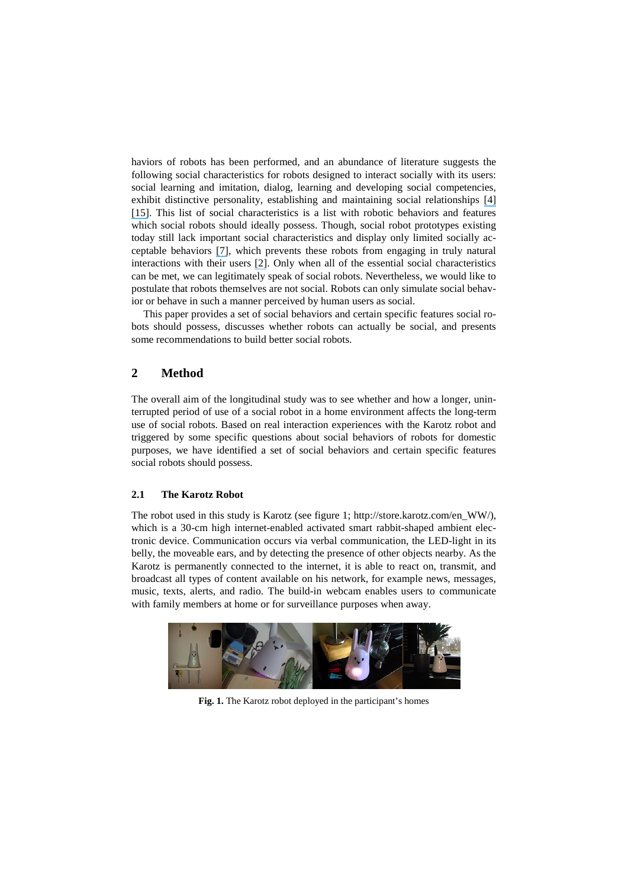haviors of robots has been performed, and an abundance of literature suggests the following social characteristics for robots designed to interact socially with its users: social learning and imitation, dialog, learning and developing social competencies, exhibit distinctive personality, establishing and maintaining social relationships [4] [15]. This list of social characteristics is a list with robotic behaviors and features which social robots should ideally possess. Though, social robot prototypes existing today still lack important social characteristics and display only limited socially acceptable behaviors [7], which prevents these robots from engaging in truly natural interactions with their users [2]. Only when all of the essential social characteristics can be met, we can legitimately speak of social robots. Nevertheless, we would like to postulate that robots themselves are not social. Robots can only simulate social behavior or behave in such a manner perceived by human users as social.

This paper provides a set of social behaviors and certain specific features social robots should possess, discusses whether robots can actually be social, and presents some recommendations to build better social robots.

## 2 Method

The overall aim of the longitudinal study was to see whether and how a longer, uninterrupted period of use of a social robot in a home environment affects the long-term use of social robots. Based on real interaction experiences with the Karotz robot and triggered by some specific questions about social behaviors of robots for domestic purposes, we have identified a set of social behaviors and certain specific features social robots should possess.

### 2.1 The Karotz Robot

The robot used in this study is Karotz (see figure 1; http://store.karotz.com/en_WW/), which is a 30-cm high internet-enabled activated smart rabbit-shaped ambient electronic device. Communication occurs via verbal communication, the LED-light in its belly, the moveable ears, and by detecting the presence of other objects nearby. As the Karotz is permanently connected to the internet, it is able to react on, transmit, and broadcast all types of content available on his network, for example news, messages, music, texts, alerts, and radio. The build-in webcam enables users to communicate with family members at home or for surveillance purposes when away.

**Fig. 1.** The Karotz robot deployed in the participant's homes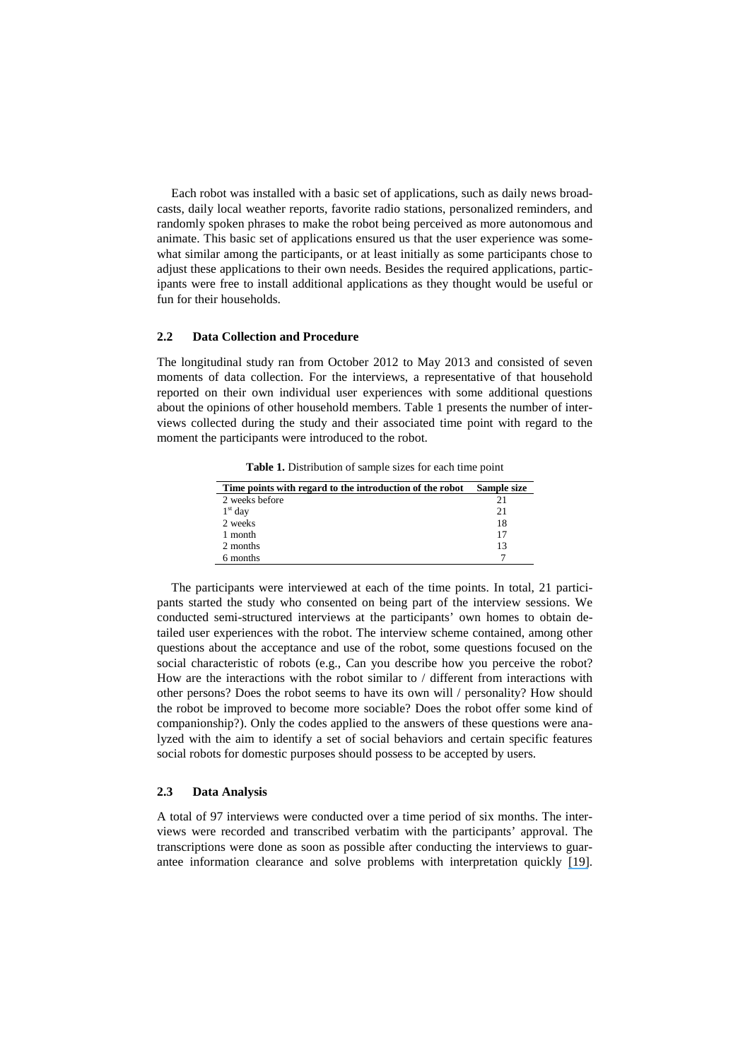Each robot was installed with a basic set of applications, such as daily news broadcasts, daily local weather reports, favorite radio stations, personalized reminders, and randomly spoken phrases to make the robot being perceived as more autonomous and animate. This basic set of applications ensured us that the user experience was somewhat similar among the participants, or at least initially as some participants chose to adjust these applications to their own needs. Besides the required applications, participants were free to install additional applications as they thought would be useful or fun for their households.

### 2.2 Data Collection and Procedure

The longitudinal study ran from October 2012 to May 2013 and consisted of seven moments of data collection. For the interviews, a representative of that household reported on their own individual user experiences with some additional questions about the opinions of other household members. Table 1 presents the number of interviews collected during the study and their associated time point with regard to the moment the participants were introduced to the robot.

**Table 1.** Distribution of sample sizes for each time point

| Time points with regard to the introduction of the robot | Sample size |
|---|---|
| 2 weeks before | 21 |
| 1st day | 21 |
| 2 weeks | 18 |
| 1 month | 17 |
| 2 months | 13 |
| 6 months | 7 |

The participants were interviewed at each of the time points. In total, 21 participants started the study who consented on being part of the interview sessions. We conducted semi-structured interviews at the participants' own homes to obtain detailed user experiences with the robot. The interview scheme contained, among other questions about the acceptance and use of the robot, some questions focused on the social characteristic of robots (e.g., Can you describe how you perceive the robot? How are the interactions with the robot similar to / different from interactions with other persons? Does the robot seems to have its own will / personality? How should the robot be improved to become more sociable? Does the robot offer some kind of companionship?). Only the codes applied to the answers of these questions were analyzed with the aim to identify a set of social behaviors and certain specific features social robots for domestic purposes should possess to be accepted by users.

### 2.3 Data Analysis

A total of 97 interviews were conducted over a time period of six months. The interviews were recorded and transcribed verbatim with the participants' approval. The transcriptions were done as soon as possible after conducting the interviews to guarantee information clearance and solve problems with interpretation quickly [19].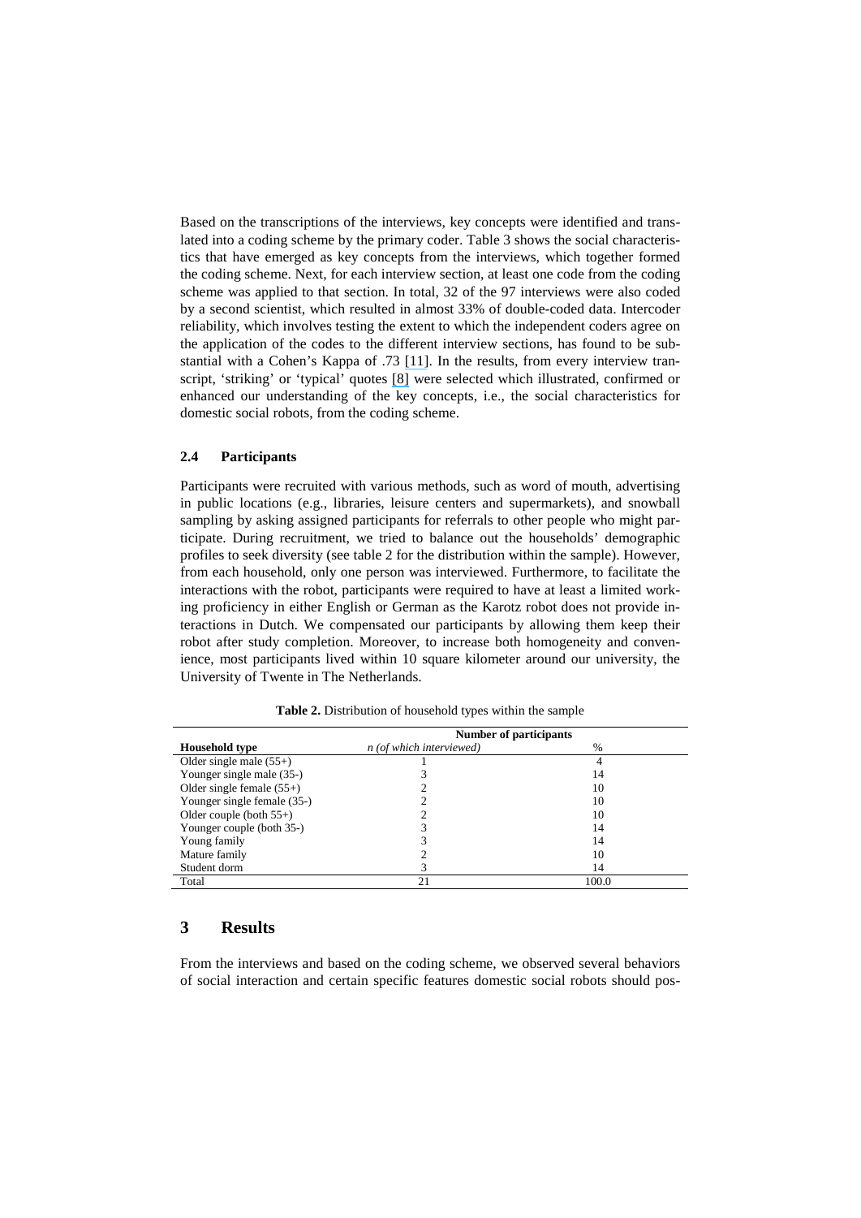Based on the transcriptions of the interviews, key concepts were identified and translated into a coding scheme by the primary coder. Table 3 shows the social characteristics that have emerged as key concepts from the interviews, which together formed the coding scheme. Next, for each interview section, at least one code from the coding scheme was applied to that section. In total, 32 of the 97 interviews were also coded by a second scientist, which resulted in almost 33% of double-coded data. Intercoder reliability, which involves testing the extent to which the independent coders agree on the application of the codes to the different interview sections, has found to be substantial with a Cohen's Kappa of .73 [11]. In the results, from every interview transcript, 'striking' or 'typical' quotes [8] were selected which illustrated, confirmed or enhanced our understanding of the key concepts, i.e., the social characteristics for domestic social robots, from the coding scheme.

### 2.4 Participants

Participants were recruited with various methods, such as word of mouth, advertising in public locations (e.g., libraries, leisure centers and supermarkets), and snowball sampling by asking assigned participants for referrals to other people who might participate. During recruitment, we tried to balance out the households' demographic profiles to seek diversity (see table 2 for the distribution within the sample). However, from each household, only one person was interviewed. Furthermore, to facilitate the interactions with the robot, participants were required to have at least a limited working proficiency in either English or German as the Karotz robot does not provide interactions in Dutch. We compensated our participants by allowing them keep their robot after study completion. Moreover, to increase both homogeneity and convenience, most participants lived within 10 square kilometer around our university, the University of Twente in The Netherlands.

**Table 2.** Distribution of household types within the sample

| | **Number of participants** | |
|---|---|---|
| **Household type** | *n (of which interviewed)* | % |
| Older single male (55+) | 1 | 4 |
| Younger single male (35-) | 3 | 14 |
| Older single female (55+) | 2 | 10 |
| Younger single female (35-) | 2 | 10 |
| Older couple (both 55+) | 2 | 10 |
| Younger couple (both 35-) | 3 | 14 |
| Young family | 3 | 14 |
| Mature family | 2 | 10 |
| Student dorm | 3 | 14 |
| Total | 21 | 100.0 |

## 3 Results

From the interviews and based on the coding scheme, we observed several behaviors of social interaction and certain specific features domestic social robots should pos-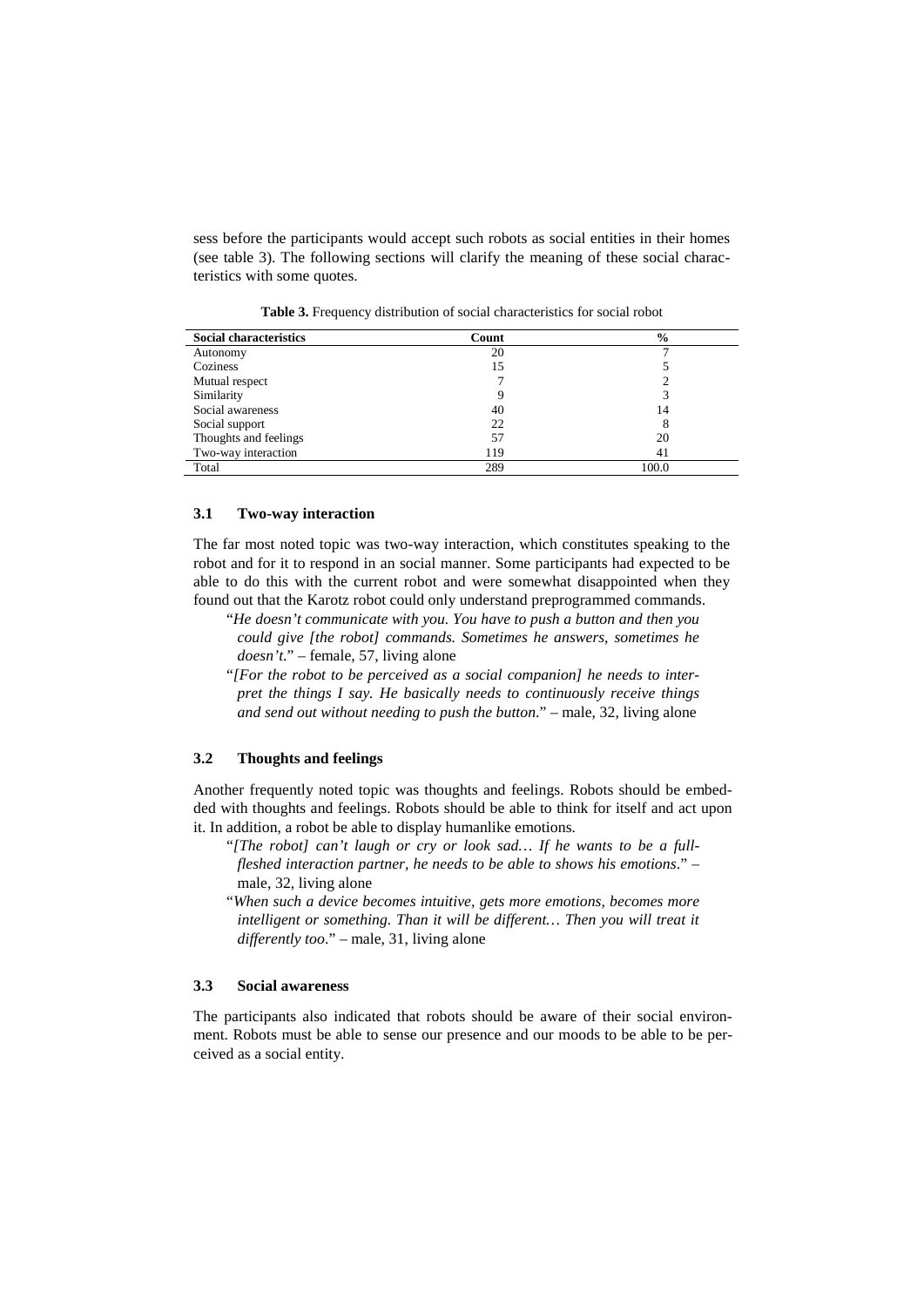sess before the participants would accept such robots as social entities in their homes (see table 3). The following sections will clarify the meaning of these social characteristics with some quotes.

**Table 3.** Frequency distribution of social characteristics for social robot

| Social characteristics | Count | % |
|---|---|---|
| Autonomy | 20 | 7 |
| Coziness | 15 | 5 |
| Mutual respect | 7 | 2 |
| Similarity | 9 | 3 |
| Social awareness | 40 | 14 |
| Social support | 22 | 8 |
| Thoughts and feelings | 57 | 20 |
| Two-way interaction | 119 | 41 |
| Total | 289 | 100.0 |

### 3.1 Two-way interaction

The far most noted topic was two-way interaction, which constitutes speaking to the robot and for it to respond in an social manner. Some participants had expected to be able to do this with the current robot and were somewhat disappointed when they found out that the Karotz robot could only understand preprogrammed commands.

> "*He doesn't communicate with you. You have to push a button and then you could give [the robot] commands. Sometimes he answers, sometimes he doesn't.*" – female, 57, living alone

> "*[For the robot to be perceived as a social companion] he needs to interpret the things I say. He basically needs to continuously receive things and send out without needing to push the button.*" – male, 32, living alone

### 3.2 Thoughts and feelings

Another frequently noted topic was thoughts and feelings. Robots should be embedded with thoughts and feelings. Robots should be able to think for itself and act upon it. In addition, a robot be able to display humanlike emotions.

> "*[The robot] can't laugh or cry or look sad… If he wants to be a full-fleshed interaction partner, he needs to be able to shows his emotions.*" – male, 32, living alone

> "*When such a device becomes intuitive, gets more emotions, becomes more intelligent or something. Than it will be different… Then you will treat it differently too.*" – male, 31, living alone

### 3.3 Social awareness

The participants also indicated that robots should be aware of their social environment. Robots must be able to sense our presence and our moods to be able to be perceived as a social entity.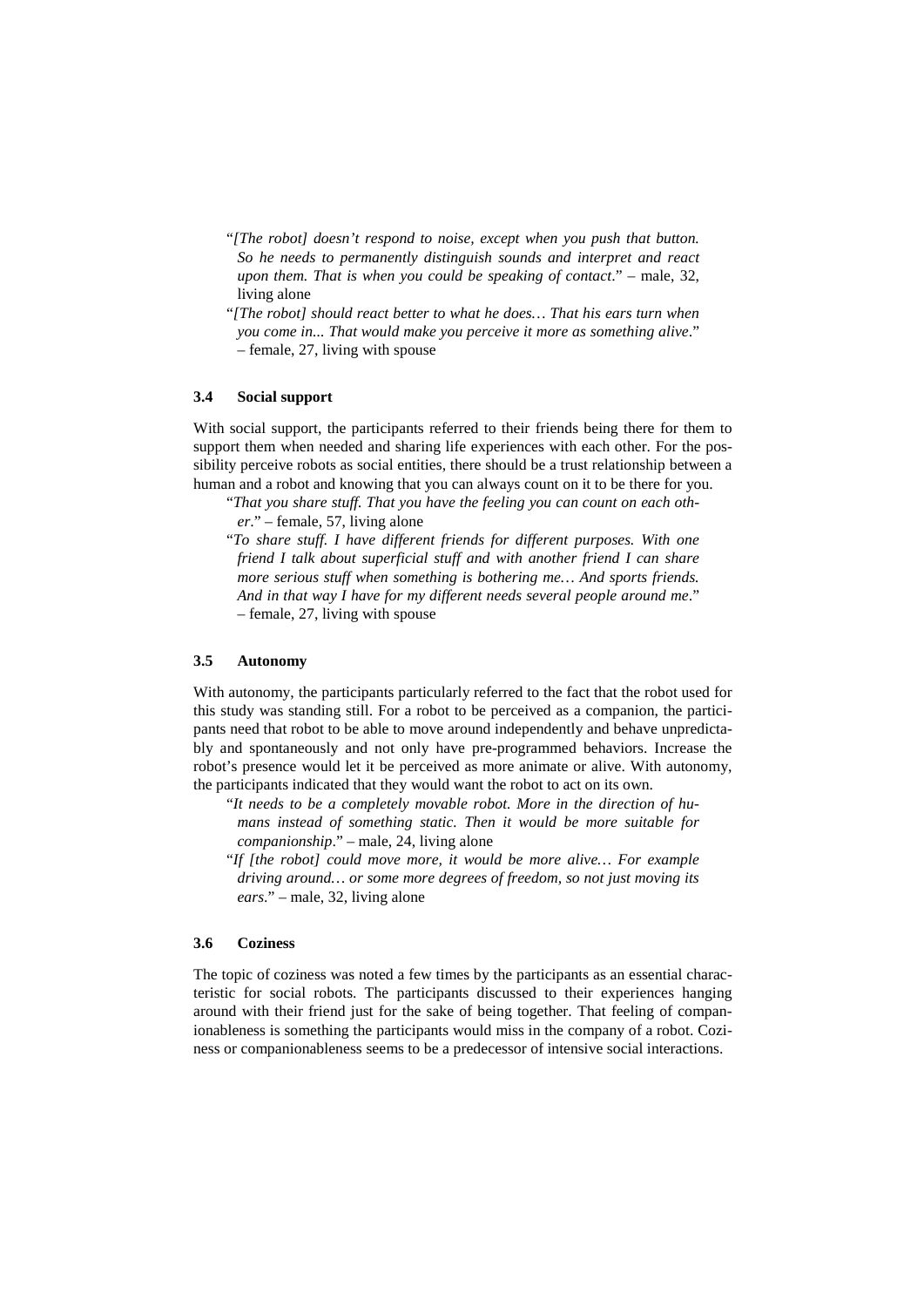"*[The robot] doesn't respond to noise, except when you push that button. So he needs to permanently distinguish sounds and interpret and react upon them. That is when you could be speaking of contact*." – male, 32, living alone

"*[The robot] should react better to what he does… That his ears turn when you come in... That would make you perceive it more as something alive*." – female, 27, living with spouse

### 3.4 Social support

With social support, the participants referred to their friends being there for them to support them when needed and sharing life experiences with each other. For the possibility perceive robots as social entities, there should be a trust relationship between a human and a robot and knowing that you can always count on it to be there for you.

"*That you share stuff. That you have the feeling you can count on each other*." – female, 57, living alone

"*To share stuff. I have different friends for different purposes. With one friend I talk about superficial stuff and with another friend I can share more serious stuff when something is bothering me… And sports friends. And in that way I have for my different needs several people around me*." – female, 27, living with spouse

### 3.5 Autonomy

With autonomy, the participants particularly referred to the fact that the robot used for this study was standing still. For a robot to be perceived as a companion, the participants need that robot to be able to move around independently and behave unpredictably and spontaneously and not only have pre-programmed behaviors. Increase the robot's presence would let it be perceived as more animate or alive. With autonomy, the participants indicated that they would want the robot to act on its own.

"*It needs to be a completely movable robot. More in the direction of humans instead of something static. Then it would be more suitable for companionship*." – male, 24, living alone

"*If [the robot] could move more, it would be more alive… For example driving around… or some more degrees of freedom, so not just moving its ears*." – male, 32, living alone

### 3.6 Coziness

The topic of coziness was noted a few times by the participants as an essential characteristic for social robots. The participants discussed to their experiences hanging around with their friend just for the sake of being together. That feeling of companionableness is something the participants would miss in the company of a robot. Coziness or companionableness seems to be a predecessor of intensive social interactions.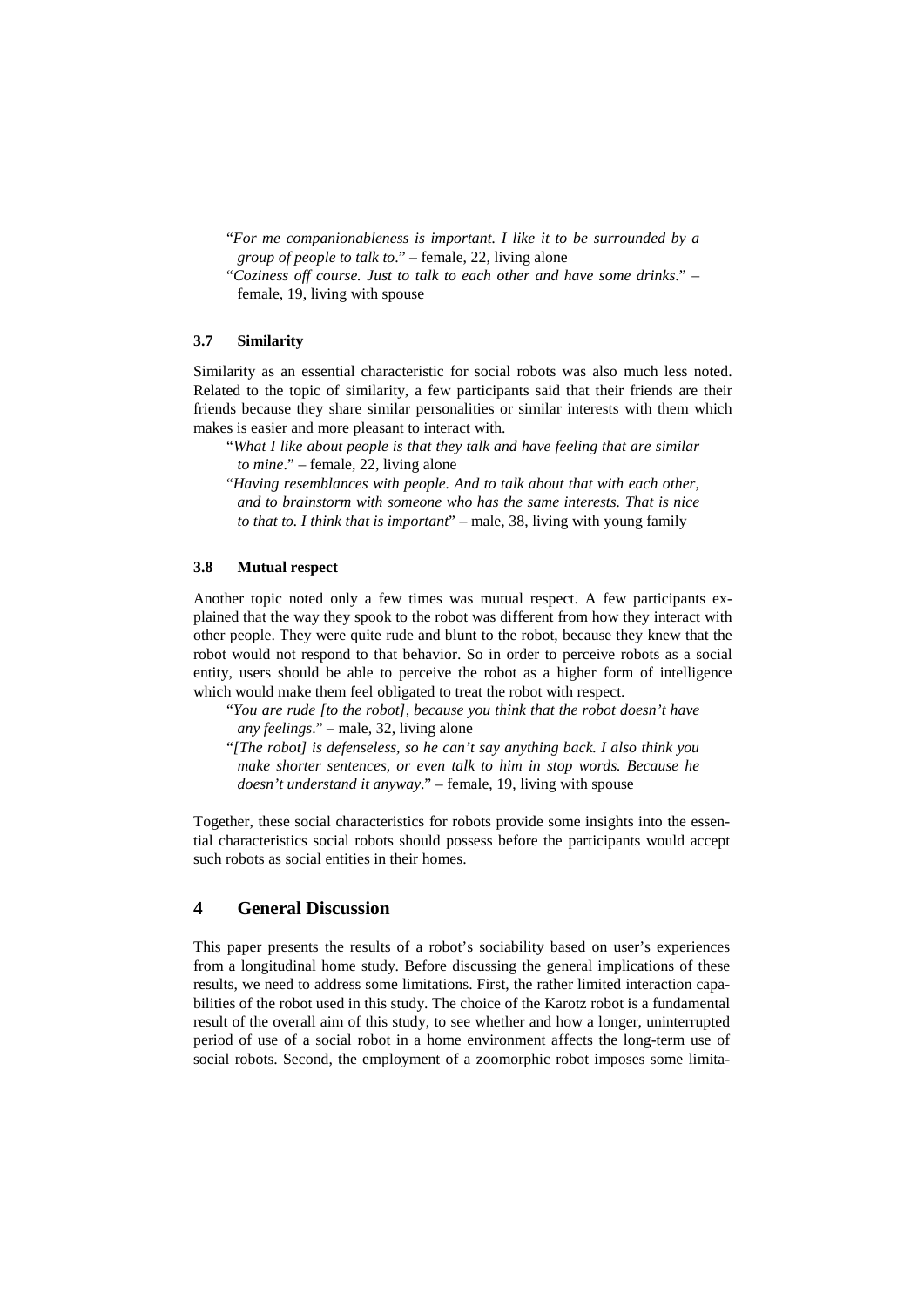"*For me companionableness is important. I like it to be surrounded by a group of people to talk to*." – female, 22, living alone

"*Coziness off course. Just to talk to each other and have some drinks*." – female, 19, living with spouse

### 3.7 Similarity

Similarity as an essential characteristic for social robots was also much less noted. Related to the topic of similarity, a few participants said that their friends are their friends because they share similar personalities or similar interests with them which makes is easier and more pleasant to interact with.

"*What I like about people is that they talk and have feeling that are similar to mine*." – female, 22, living alone

"*Having resemblances with people. And to talk about that with each other, and to brainstorm with someone who has the same interests. That is nice to that to. I think that is important*" – male, 38, living with young family

### 3.8 Mutual respect

Another topic noted only a few times was mutual respect. A few participants explained that the way they spook to the robot was different from how they interact with other people. They were quite rude and blunt to the robot, because they knew that the robot would not respond to that behavior. So in order to perceive robots as a social entity, users should be able to perceive the robot as a higher form of intelligence which would make them feel obligated to treat the robot with respect.

"*You are rude [to the robot], because you think that the robot doesn't have any feelings*." – male, 32, living alone

"*[The robot] is defenseless, so he can't say anything back. I also think you make shorter sentences, or even talk to him in stop words. Because he doesn't understand it anyway*." – female, 19, living with spouse

Together, these social characteristics for robots provide some insights into the essential characteristics social robots should possess before the participants would accept such robots as social entities in their homes.

## 4 General Discussion

This paper presents the results of a robot's sociability based on user's experiences from a longitudinal home study. Before discussing the general implications of these results, we need to address some limitations. First, the rather limited interaction capabilities of the robot used in this study. The choice of the Karotz robot is a fundamental result of the overall aim of this study, to see whether and how a longer, uninterrupted period of use of a social robot in a home environment affects the long-term use of social robots. Second, the employment of a zoomorphic robot imposes some limita-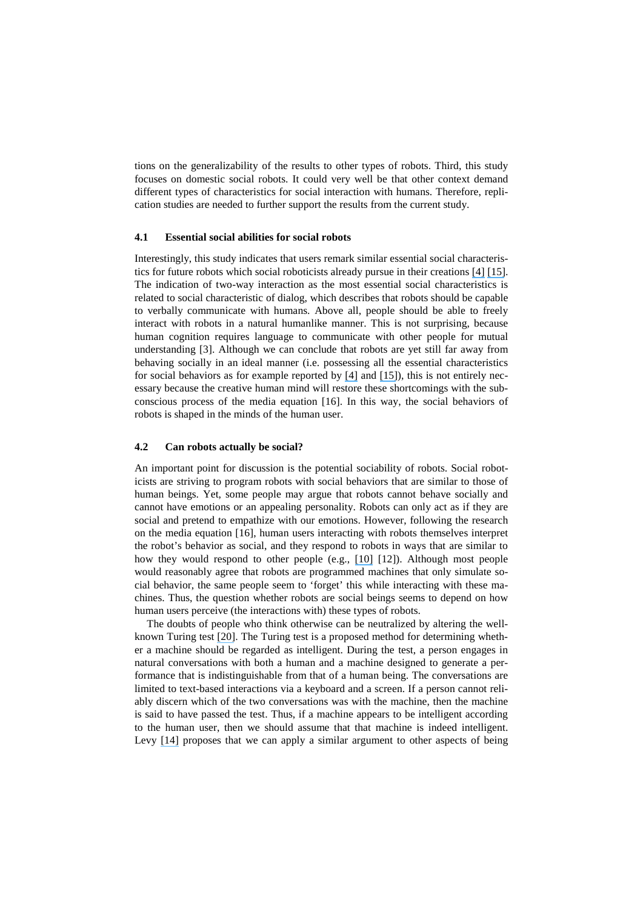tions on the generalizability of the results to other types of robots. Third, this study focuses on domestic social robots. It could very well be that other context demand different types of characteristics for social interaction with humans. Therefore, replication studies are needed to further support the results from the current study.

### 4.1 Essential social abilities for social robots

Interestingly, this study indicates that users remark similar essential social characteristics for future robots which social roboticists already pursue in their creations [4] [15]. The indication of two-way interaction as the most essential social characteristics is related to social characteristic of dialog, which describes that robots should be capable to verbally communicate with humans. Above all, people should be able to freely interact with robots in a natural humanlike manner. This is not surprising, because human cognition requires language to communicate with other people for mutual understanding [3]. Although we can conclude that robots are yet still far away from behaving socially in an ideal manner (i.e. possessing all the essential characteristics for social behaviors as for example reported by [4] and [15]), this is not entirely necessary because the creative human mind will restore these shortcomings with the subconscious process of the media equation [16]. In this way, the social behaviors of robots is shaped in the minds of the human user.

### 4.2 Can robots actually be social?

An important point for discussion is the potential sociability of robots. Social roboticists are striving to program robots with social behaviors that are similar to those of human beings. Yet, some people may argue that robots cannot behave socially and cannot have emotions or an appealing personality. Robots can only act as if they are social and pretend to empathize with our emotions. However, following the research on the media equation [16], human users interacting with robots themselves interpret the robot's behavior as social, and they respond to robots in ways that are similar to how they would respond to other people (e.g., [10] [12]). Although most people would reasonably agree that robots are programmed machines that only simulate social behavior, the same people seem to 'forget' this while interacting with these machines. Thus, the question whether robots are social beings seems to depend on how human users perceive (the interactions with) these types of robots.

The doubts of people who think otherwise can be neutralized by altering the well-known Turing test [20]. The Turing test is a proposed method for determining whether a machine should be regarded as intelligent. During the test, a person engages in natural conversations with both a human and a machine designed to generate a performance that is indistinguishable from that of a human being. The conversations are limited to text-based interactions via a keyboard and a screen. If a person cannot reliably discern which of the two conversations was with the machine, then the machine is said to have passed the test. Thus, if a machine appears to be intelligent according to the human user, then we should assume that that machine is indeed intelligent. Levy [14] proposes that we can apply a similar argument to other aspects of being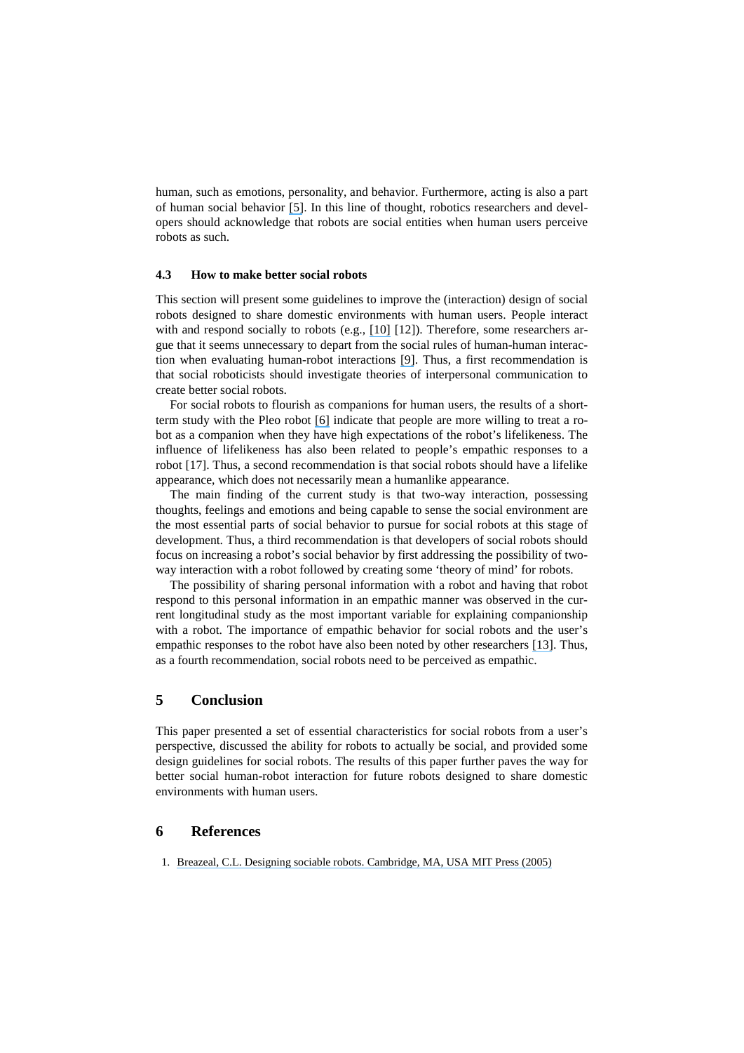human, such as emotions, personality, and behavior. Furthermore, acting is also a part of human social behavior [5]. In this line of thought, robotics researchers and developers should acknowledge that robots are social entities when human users perceive robots as such.

### 4.3 How to make better social robots

This section will present some guidelines to improve the (interaction) design of social robots designed to share domestic environments with human users. People interact with and respond socially to robots (e.g., [10] [12]). Therefore, some researchers argue that it seems unnecessary to depart from the social rules of human-human interaction when evaluating human-robot interactions [9]. Thus, a first recommendation is that social roboticists should investigate theories of interpersonal communication to create better social robots.

For social robots to flourish as companions for human users, the results of a short-term study with the Pleo robot [6] indicate that people are more willing to treat a robot as a companion when they have high expectations of the robot's lifelikeness. The influence of lifelikeness has also been related to people's empathic responses to a robot [17]. Thus, a second recommendation is that social robots should have a lifelike appearance, which does not necessarily mean a humanlike appearance.

The main finding of the current study is that two-way interaction, possessing thoughts, feelings and emotions and being capable to sense the social environment are the most essential parts of social behavior to pursue for social robots at this stage of development. Thus, a third recommendation is that developers of social robots should focus on increasing a robot's social behavior by first addressing the possibility of two-way interaction with a robot followed by creating some 'theory of mind' for robots.

The possibility of sharing personal information with a robot and having that robot respond to this personal information in an empathic manner was observed in the current longitudinal study as the most important variable for explaining companionship with a robot. The importance of empathic behavior for social robots and the user's empathic responses to the robot have also been noted by other researchers [13]. Thus, as a fourth recommendation, social robots need to be perceived as empathic.

## 5 Conclusion

This paper presented a set of essential characteristics for social robots from a user's perspective, discussed the ability for robots to actually be social, and provided some design guidelines for social robots. The results of this paper further paves the way for better social human-robot interaction for future robots designed to share domestic environments with human users.

## 6 References

1. Breazeal, C.L. Designing sociable robots. Cambridge, MA, USA MIT Press (2005)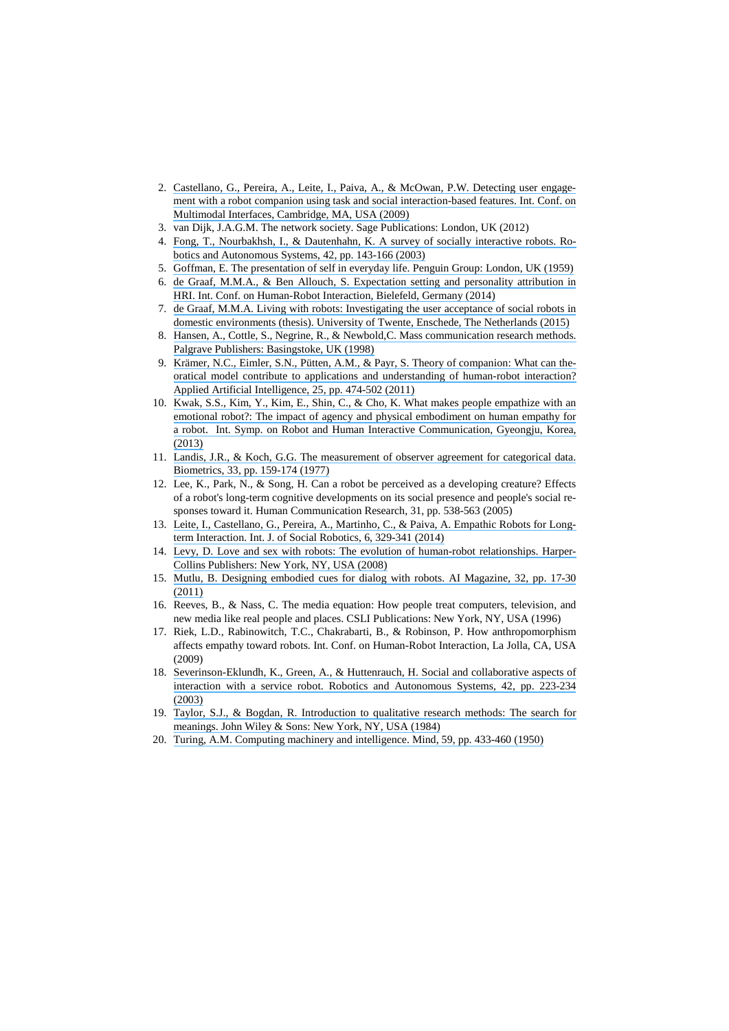2. Castellano, G., Pereira, A., Leite, I., Paiva, A., & McOwan, P.W. Detecting user engagement with a robot companion using task and social interaction-based features. Int. Conf. on Multimodal Interfaces, Cambridge, MA, USA (2009)
3. van Dijk, J.A.G.M. The network society. Sage Publications: London, UK (2012)
4. Fong, T., Nourbakhsh, I., & Dautenhahn, K. A survey of socially interactive robots. Robotics and Autonomous Systems, 42, pp. 143-166 (2003)
5. Goffman, E. The presentation of self in everyday life. Penguin Group: London, UK (1959)
6. de Graaf, M.M.A., & Ben Allouch, S. Expectation setting and personality attribution in HRI. Int. Conf. on Human-Robot Interaction, Bielefeld, Germany (2014)
7. de Graaf, M.M.A. Living with robots: Investigating the user acceptance of social robots in domestic environments (thesis). University of Twente, Enschede, The Netherlands (2015)
8. Hansen, A., Cottle, S., Negrine, R., & Newbold,C. Mass communication research methods. Palgrave Publishers: Basingstoke, UK (1998)
9. Krämer, N.C., Eimler, S.N., Pütten, A.M., & Payr, S. Theory of companion: What can theoratical model contribute to applications and understanding of human-robot interaction? Applied Artificial Intelligence, 25, pp. 474-502 (2011)
10. Kwak, S.S., Kim, Y., Kim, E., Shin, C., & Cho, K. What makes people empathize with an emotional robot?: The impact of agency and physical embodiment on human empathy for a robot. Int. Symp. on Robot and Human Interactive Communication, Gyeongju, Korea, (2013)
11. Landis, J.R., & Koch, G.G. The measurement of observer agreement for categorical data. Biometrics, 33, pp. 159-174 (1977)
12. Lee, K., Park, N., & Song, H. Can a robot be perceived as a developing creature? Effects of a robot's long-term cognitive developments on its social presence and people's social responses toward it. Human Communication Research, 31, pp. 538-563 (2005)
13. Leite, I., Castellano, G., Pereira, A., Martinho, C., & Paiva, A. Empathic Robots for Long-term Interaction. Int. J. of Social Robotics, 6, 329-341 (2014)
14. Levy, D. Love and sex with robots: The evolution of human-robot relationships. Harper-Collins Publishers: New York, NY, USA (2008)
15. Mutlu, B. Designing embodied cues for dialog with robots. AI Magazine, 32, pp. 17-30 (2011)
16. Reeves, B., & Nass, C. The media equation: How people treat computers, television, and new media like real people and places. CSLI Publications: New York, NY, USA (1996)
17. Riek, L.D., Rabinowitch, T.C., Chakrabarti, B., & Robinson, P. How anthropomorphism affects empathy toward robots. Int. Conf. on Human-Robot Interaction, La Jolla, CA, USA (2009)
18. Severinson-Eklundh, K., Green, A., & Huttenrauch, H. Social and collaborative aspects of interaction with a service robot. Robotics and Autonomous Systems, 42, pp. 223-234 (2003)
19. Taylor, S.J., & Bogdan, R. Introduction to qualitative research methods: The search for meanings. John Wiley & Sons: New York, NY, USA (1984)
20. Turing, A.M. Computing machinery and intelligence. Mind, 59, pp. 433-460 (1950)